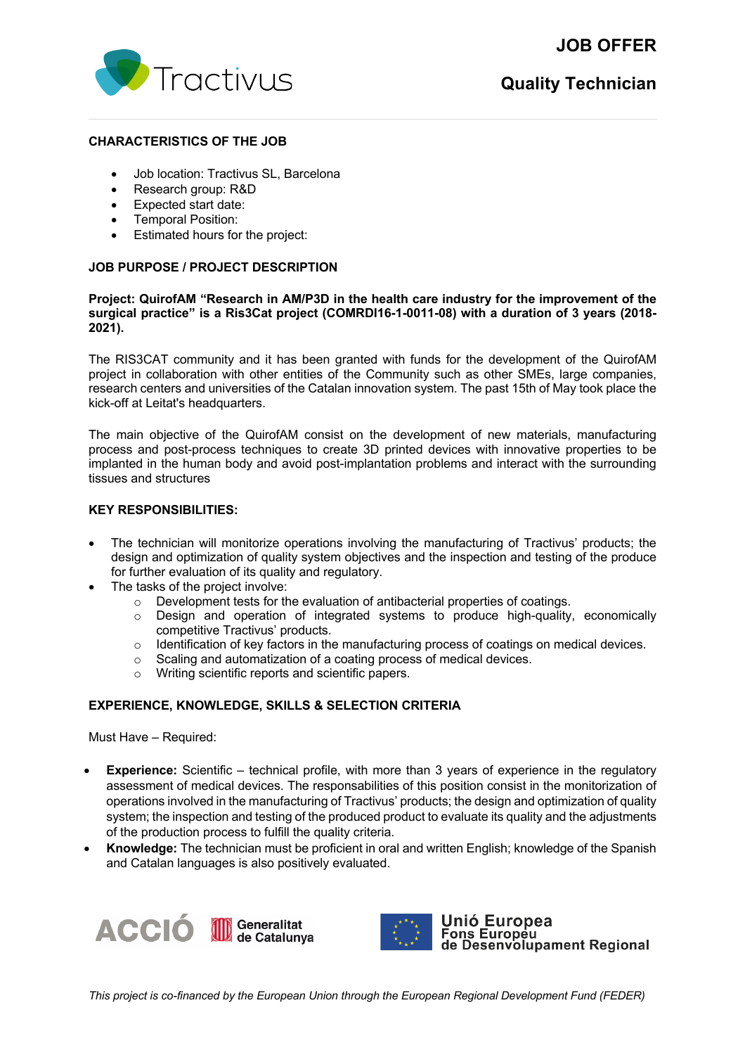# JOB OFFER

## Quality Technician

### CHARACTERISTICS OF THE JOB

- Job location: Tractivus SL, Barcelona
- Research group: R&D
- Expected start date:
- Temporal Position:
- Estimated hours for the project:

### JOB PURPOSE / PROJECT DESCRIPTION

**Project: QuirofAM "Research in AM/P3D in the health care industry for the improvement of the surgical practice" is a Ris3Cat project (COMRDI16-1-0011-08) with a duration of 3 years (2018-2021).**

The RIS3CAT community and it has been granted with funds for the development of the QuirofAM project in collaboration with other entities of the Community such as other SMEs, large companies, research centers and universities of the Catalan innovation system. The past 15th of May took place the kick-off at Leitat's headquarters.

The main objective of the QuirofAM consist on the development of new materials, manufacturing process and post-process techniques to create 3D printed devices with innovative properties to be implanted in the human body and avoid post-implantation problems and interact with the surrounding tissues and structures

### KEY RESPONSIBILITIES:

- The technician will monitorize operations involving the manufacturing of Tractivus' products; the design and optimization of quality system objectives and the inspection and testing of the produce for further evaluation of its quality and regulatory.
- The tasks of the project involve:
  - Development tests for the evaluation of antibacterial properties of coatings.
  - Design and operation of integrated systems to produce high-quality, economically competitive Tractivus' products.
  - Identification of key factors in the manufacturing process of coatings on medical devices.
  - Scaling and automatization of a coating process of medical devices.
  - Writing scientific reports and scientific papers.

### EXPERIENCE, KNOWLEDGE, SKILLS & SELECTION CRITERIA

Must Have – Required:

- **Experience:** Scientific – technical profile, with more than 3 years of experience in the regulatory assessment of medical devices. The responsabilities of this position consist in the monitorization of operations involved in the manufacturing of Tractivus' products; the design and optimization of quality system; the inspection and testing of the produced product to evaluate its quality and the adjustments of the production process to fulfill the quality criteria.
- **Knowledge:** The technician must be proficient in oral and written English; knowledge of the Spanish and Catalan languages is also positively evaluated.

ACCIÓ Generalitat de Catalunya

Unió Europea
Fons Europeu de Desenvolupament Regional

*This project is co-financed by the European Union through the European Regional Development Fund (FEDER)*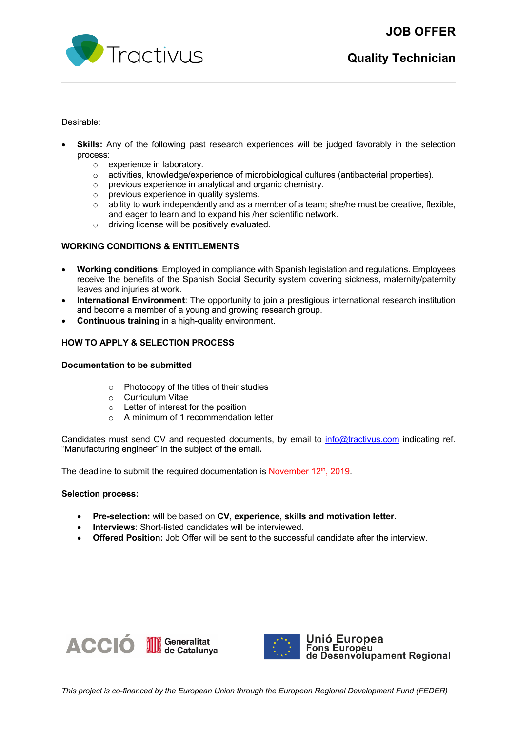Desirable:

- **Skills:** Any of the following past research experiences will be judged favorably in the selection process:
  - experience in laboratory.
  - activities, knowledge/experience of microbiological cultures (antibacterial properties).
  - previous experience in analytical and organic chemistry.
  - previous experience in quality systems.
  - ability to work independently and as a member of a team; she/he must be creative, flexible, and eager to learn and to expand his /her scientific network.
  - driving license will be positively evaluated.

**WORKING CONDITIONS & ENTITLEMENTS**

- **Working conditions**: Employed in compliance with Spanish legislation and regulations. Employees receive the benefits of the Spanish Social Security system covering sickness, maternity/paternity leaves and injuries at work.
- **International Environment**: The opportunity to join a prestigious international research institution and become a member of a young and growing research group.
- **Continuous training** in a high-quality environment.

**HOW TO APPLY & SELECTION PROCESS**

**Documentation to be submitted**

- Photocopy of the titles of their studies
- Curriculum Vitae
- Letter of interest for the position
- A minimum of 1 recommendation letter

Candidates must send CV and requested documents, by email to info@tractivus.com indicating ref. "Manufacturing engineer" in the subject of the email.

The deadline to submit the required documentation is November 12th, 2019.

**Selection process:**

- **Pre-selection:** will be based on **CV, experience, skills and motivation letter.**
- **Interviews**: Short-listed candidates will be interviewed.
- **Offered Position:** Job Offer will be sent to the successful candidate after the interview.

ACCIÓ Generalitat de Catalunya

Unió Europea
Fons Europeu de Desenvolupament Regional

*This project is co-financed by the European Union through the European Regional Development Fund (FEDER)*